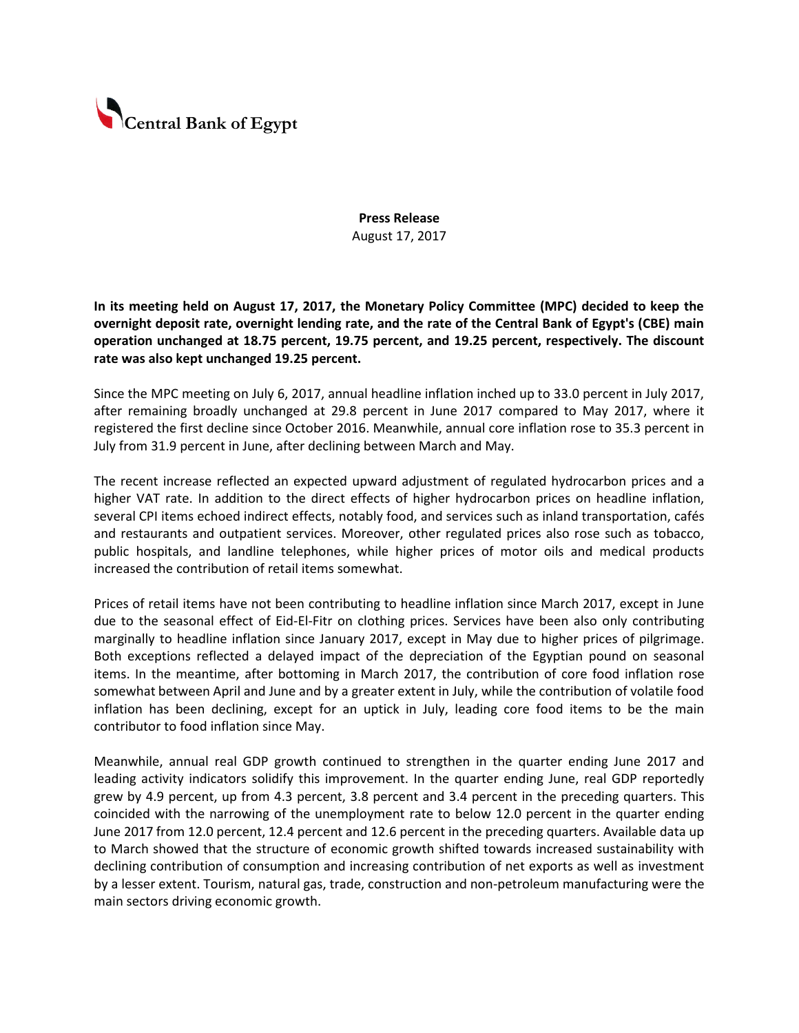Central Bank of Egypt

**Press Release**

August 17, 2017

**In its meeting held on August 17, 2017, the Monetary Policy Committee (MPC) decided to keep the overnight deposit rate, overnight lending rate, and the rate of the Central Bank of Egypt's (CBE) main operation unchanged at 18.75 percent, 19.75 percent, and 19.25 percent, respectively. The discount rate was also kept unchanged 19.25 percent.**

Since the MPC meeting on July 6, 2017, annual headline inflation inched up to 33.0 percent in July 2017, after remaining broadly unchanged at 29.8 percent in June 2017 compared to May 2017, where it registered the first decline since October 2016. Meanwhile, annual core inflation rose to 35.3 percent in July from 31.9 percent in June, after declining between March and May.

The recent increase reflected an expected upward adjustment of regulated hydrocarbon prices and a higher VAT rate. In addition to the direct effects of higher hydrocarbon prices on headline inflation, several CPI items echoed indirect effects, notably food, and services such as inland transportation, cafés and restaurants and outpatient services. Moreover, other regulated prices also rose such as tobacco, public hospitals, and landline telephones, while higher prices of motor oils and medical products increased the contribution of retail items somewhat.

Prices of retail items have not been contributing to headline inflation since March 2017, except in June due to the seasonal effect of Eid-El-Fitr on clothing prices. Services have been also only contributing marginally to headline inflation since January 2017, except in May due to higher prices of pilgrimage. Both exceptions reflected a delayed impact of the depreciation of the Egyptian pound on seasonal items. In the meantime, after bottoming in March 2017, the contribution of core food inflation rose somewhat between April and June and by a greater extent in July, while the contribution of volatile food inflation has been declining, except for an uptick in July, leading core food items to be the main contributor to food inflation since May.

Meanwhile, annual real GDP growth continued to strengthen in the quarter ending June 2017 and leading activity indicators solidify this improvement. In the quarter ending June, real GDP reportedly grew by 4.9 percent, up from 4.3 percent, 3.8 percent and 3.4 percent in the preceding quarters. This coincided with the narrowing of the unemployment rate to below 12.0 percent in the quarter ending June 2017 from 12.0 percent, 12.4 percent and 12.6 percent in the preceding quarters. Available data up to March showed that the structure of economic growth shifted towards increased sustainability with declining contribution of consumption and increasing contribution of net exports as well as investment by a lesser extent. Tourism, natural gas, trade, construction and non-petroleum manufacturing were the main sectors driving economic growth.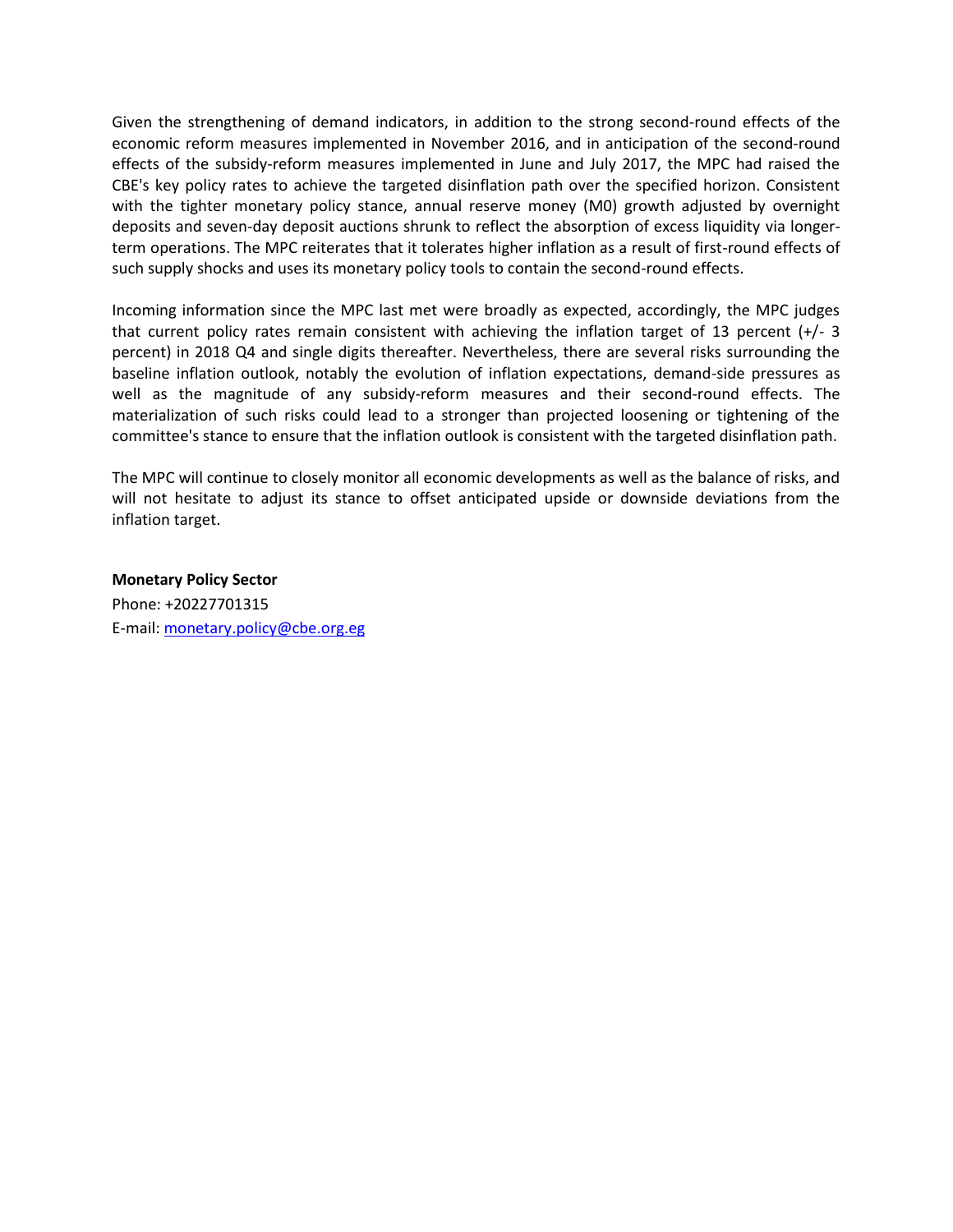Given the strengthening of demand indicators, in addition to the strong second-round effects of the economic reform measures implemented in November 2016, and in anticipation of the second-round effects of the subsidy-reform measures implemented in June and July 2017, the MPC had raised the CBE's key policy rates to achieve the targeted disinflation path over the specified horizon. Consistent with the tighter monetary policy stance, annual reserve money (M0) growth adjusted by overnight deposits and seven-day deposit auctions shrunk to reflect the absorption of excess liquidity via longer-term operations. The MPC reiterates that it tolerates higher inflation as a result of first-round effects of such supply shocks and uses its monetary policy tools to contain the second-round effects.

Incoming information since the MPC last met were broadly as expected, accordingly, the MPC judges that current policy rates remain consistent with achieving the inflation target of 13 percent (+/- 3 percent) in 2018 Q4 and single digits thereafter. Nevertheless, there are several risks surrounding the baseline inflation outlook, notably the evolution of inflation expectations, demand-side pressures as well as the magnitude of any subsidy-reform measures and their second-round effects. The materialization of such risks could lead to a stronger than projected loosening or tightening of the committee's stance to ensure that the inflation outlook is consistent with the targeted disinflation path.

The MPC will continue to closely monitor all economic developments as well as the balance of risks, and will not hesitate to adjust its stance to offset anticipated upside or downside deviations from the inflation target.

**Monetary Policy Sector**

Phone: +20227701315

E-mail: monetary.policy@cbe.org.eg